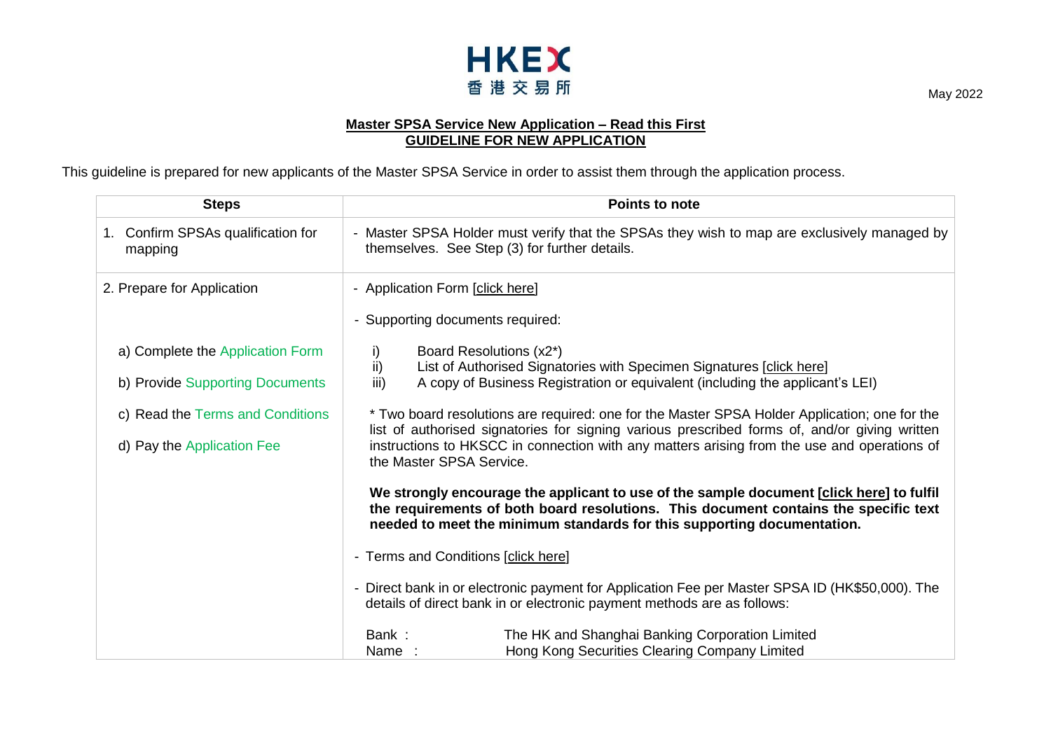HKEX
香港交易所

May 2022

**Master SPSA Service New Application – Read this First**
**GUIDELINE FOR NEW APPLICATION**

This guideline is prepared for new applicants of the Master SPSA Service in order to assist them through the application process.

| Steps | Points to note |
| --- | --- |
| 1. Confirm SPSAs qualification for mapping | - Master SPSA Holder must verify that the SPSAs they wish to map are exclusively managed by themselves. See Step (3) for further details. |
| 2. Prepare for Application<br><br>a) Complete the Application Form<br><br>b) Provide Supporting Documents<br><br>c) Read the Terms and Conditions<br><br>d) Pay the Application Fee | - Application Form [click here]<br><br>- Supporting documents required:<br><br>i) Board Resolutions (x2*)<br>ii) List of Authorised Signatories with Specimen Signatures [click here]<br>iii) A copy of Business Registration or equivalent (including the applicant's LEI)<br><br>* Two board resolutions are required: one for the Master SPSA Holder Application; one for the list of authorised signatories for signing various prescribed forms of, and/or giving written instructions to HKSCC in connection with any matters arising from the use and operations of the Master SPSA Service.<br><br>**We strongly encourage the applicant to use of the sample document [click here] to fulfil the requirements of both board resolutions. This document contains the specific text needed to meet the minimum standards for this supporting documentation.**<br><br>- Terms and Conditions [click here]<br><br>- Direct bank in or electronic payment for Application Fee per Master SPSA ID (HK$50,000). The details of direct bank in or electronic payment methods are as follows:<br><br>Bank : The HK and Shanghai Banking Corporation Limited<br>Name : Hong Kong Securities Clearing Company Limited |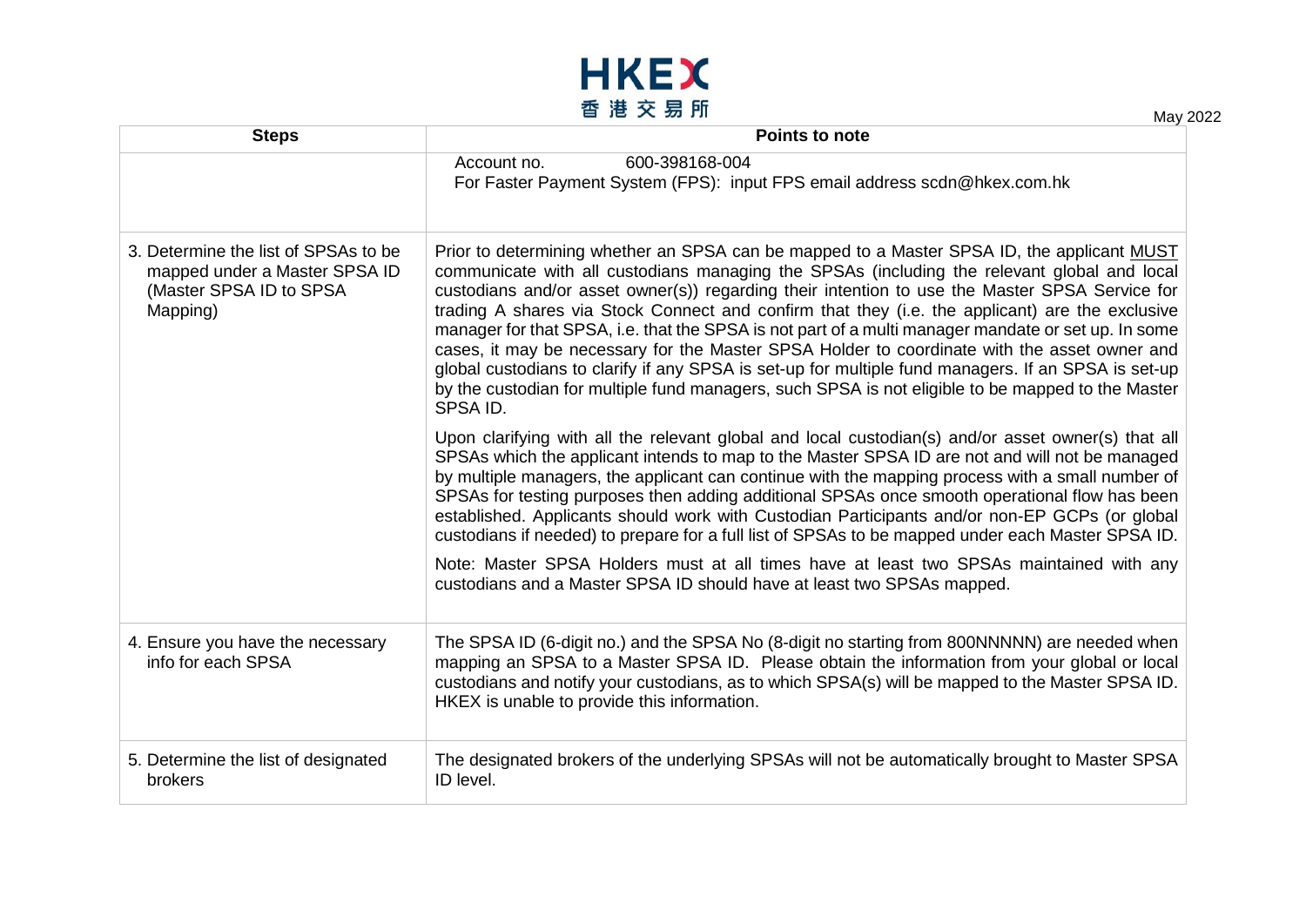| Steps | Points to note |
|---|---|
| | Account no. 600-398168-004<br>For Faster Payment System (FPS): input FPS email address scdn@hkex.com.hk |
| 3. Determine the list of SPSAs to be mapped under a Master SPSA ID (Master SPSA ID to SPSA Mapping) | Prior to determining whether an SPSA can be mapped to a Master SPSA ID, the applicant MUST communicate with all custodians managing the SPSAs (including the relevant global and local custodians and/or asset owner(s)) regarding their intention to use the Master SPSA Service for trading A shares via Stock Connect and confirm that they (i.e. the applicant) are the exclusive manager for that SPSA, i.e. that the SPSA is not part of a multi manager mandate or set up. In some cases, it may be necessary for the Master SPSA Holder to coordinate with the asset owner and global custodians to clarify if any SPSA is set-up for multiple fund managers. If an SPSA is set-up by the custodian for multiple fund managers, such SPSA is not eligible to be mapped to the Master SPSA ID.<br><br>Upon clarifying with all the relevant global and local custodian(s) and/or asset owner(s) that all SPSAs which the applicant intends to map to the Master SPSA ID are not and will not be managed by multiple managers, the applicant can continue with the mapping process with a small number of SPSAs for testing purposes then adding additional SPSAs once smooth operational flow has been established. Applicants should work with Custodian Participants and/or non-EP GCPs (or global custodians if needed) to prepare for a full list of SPSAs to be mapped under each Master SPSA ID.<br><br>Note: Master SPSA Holders must at all times have at least two SPSAs maintained with any custodians and a Master SPSA ID should have at least two SPSAs mapped. |
| 4. Ensure you have the necessary info for each SPSA | The SPSA ID (6-digit no.) and the SPSA No (8-digit no starting from 800NNNNN) are needed when mapping an SPSA to a Master SPSA ID. Please obtain the information from your global or local custodians and notify your custodians, as to which SPSA(s) will be mapped to the Master SPSA ID. HKEX is unable to provide this information. |
| 5. Determine the list of designated brokers | The designated brokers of the underlying SPSAs will not be automatically brought to Master SPSA ID level. |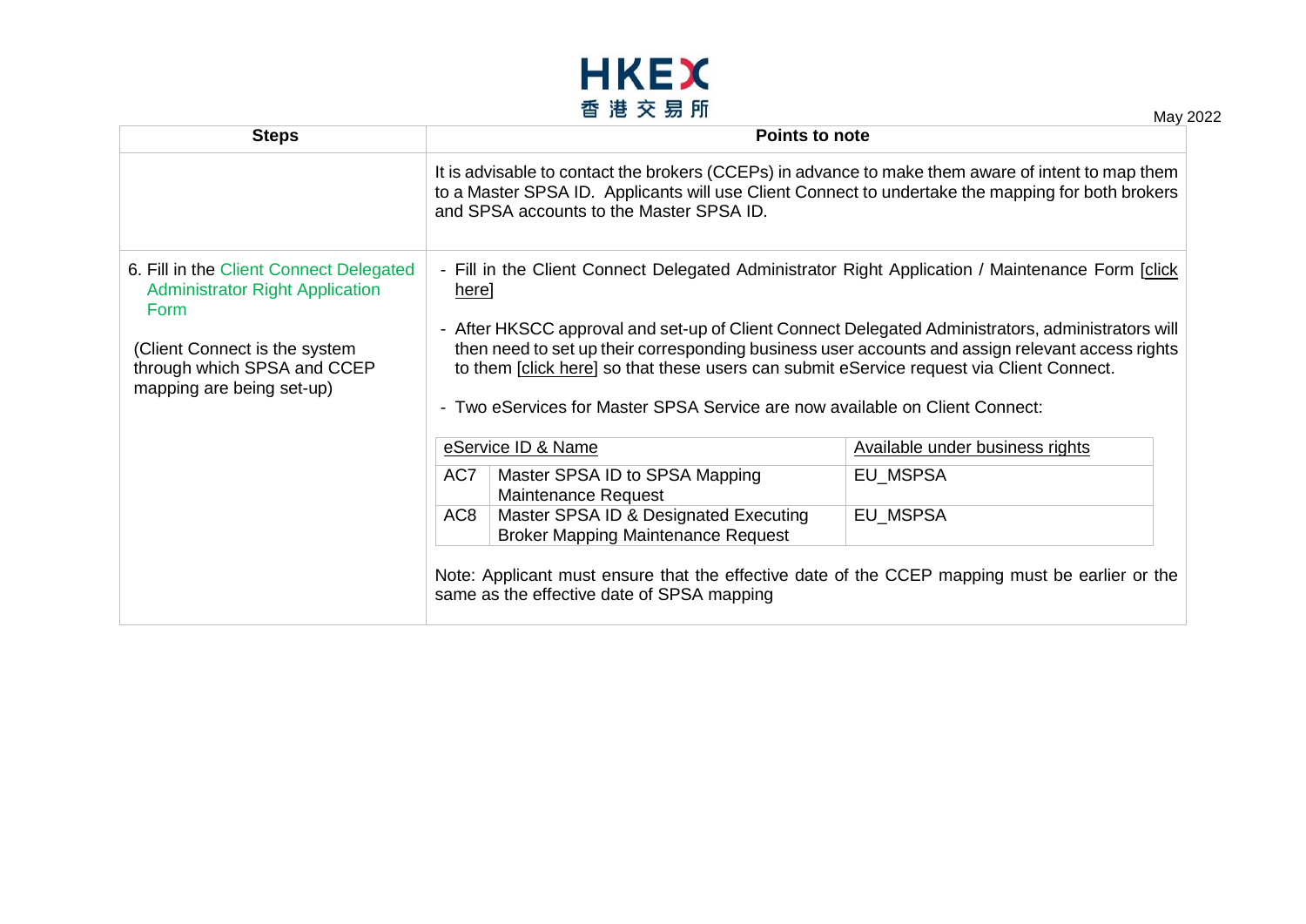| Steps | Points to note |
|---|---|
| | It is advisable to contact the brokers (CCEPs) in advance to make them aware of intent to map them to a Master SPSA ID. Applicants will use Client Connect to undertake the mapping for both brokers and SPSA accounts to the Master SPSA ID. |
| 6. Fill in the Client Connect Delegated Administrator Right Application Form<br><br>(Client Connect is the system through which SPSA and CCEP mapping are being set-up) | - Fill in the Client Connect Delegated Administrator Right Application / Maintenance Form [click here]<br><br>- After HKSCC approval and set-up of Client Connect Delegated Administrators, administrators will then need to set up their corresponding business user accounts and assign relevant access rights to them [click here] so that these users can submit eService request via Client Connect.<br><br>- Two eServices for Master SPSA Service are now available on Client Connect:<br><br>eService ID & Name / Available under business rights:<br>AC7 – Master SPSA ID to SPSA Mapping Maintenance Request – EU_MSPSA<br>AC8 – Master SPSA ID & Designated Executing Broker Mapping Maintenance Request – EU_MSPSA<br><br>Note: Applicant must ensure that the effective date of the CCEP mapping must be earlier or the same as the effective date of SPSA mapping |

| eService ID & Name | | Available under business rights |
|---|---|---|
| AC7 | Master SPSA ID to SPSA Mapping Maintenance Request | EU_MSPSA |
| AC8 | Master SPSA ID & Designated Executing Broker Mapping Maintenance Request | EU_MSPSA |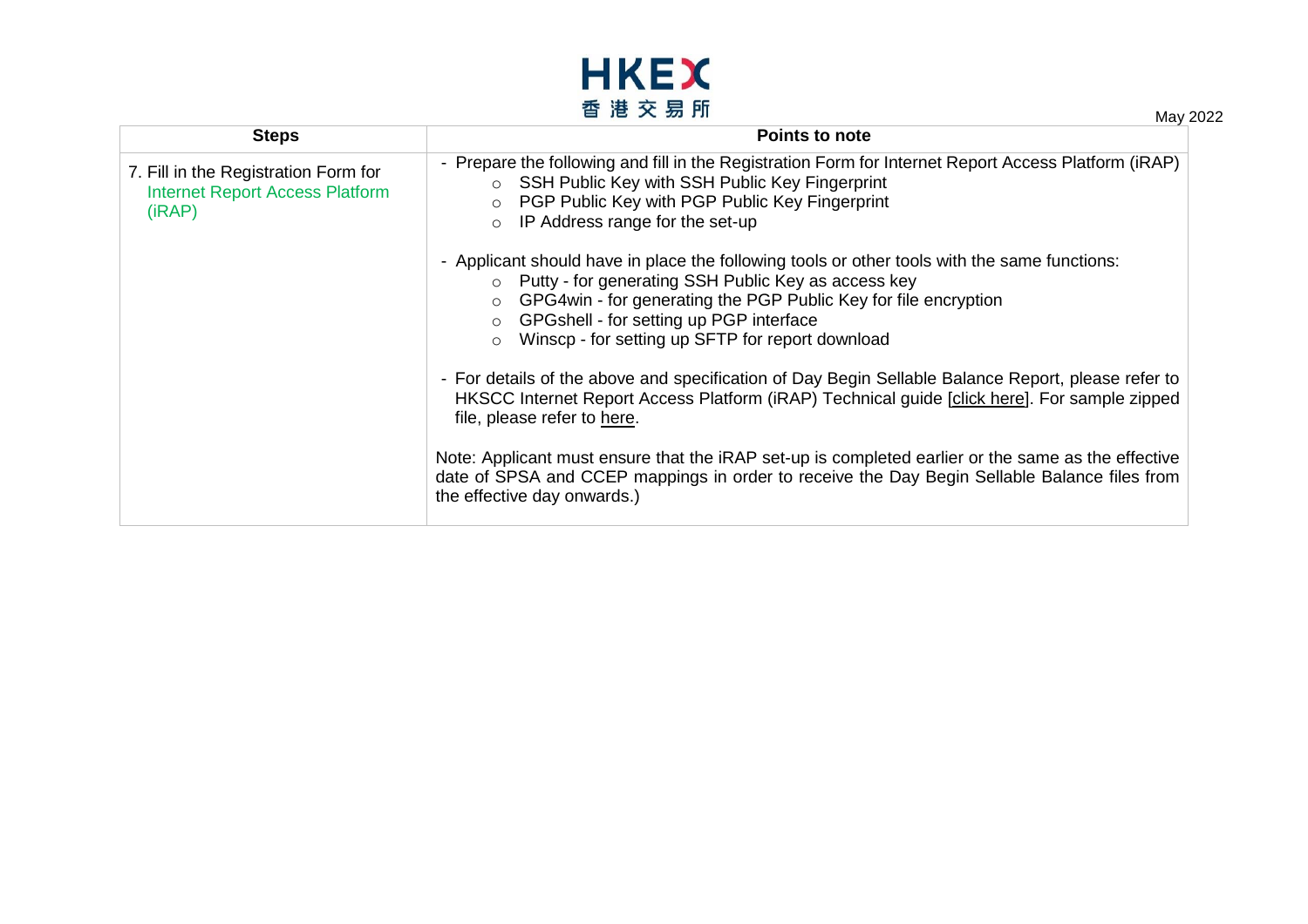May 2022

| Steps | Points to note |
| --- | --- |
| 7. Fill in the Registration Form for Internet Report Access Platform (iRAP) | - Prepare the following and fill in the Registration Form for Internet Report Access Platform (iRAP)<br>○ SSH Public Key with SSH Public Key Fingerprint<br>○ PGP Public Key with PGP Public Key Fingerprint<br>○ IP Address range for the set-up<br><br>- Applicant should have in place the following tools or other tools with the same functions:<br>○ Putty - for generating SSH Public Key as access key<br>○ GPG4win - for generating the PGP Public Key for file encryption<br>○ GPGshell - for setting up PGP interface<br>○ Winscp - for setting up SFTP for report download<br><br>- For details of the above and specification of Day Begin Sellable Balance Report, please refer to HKSCC Internet Report Access Platform (iRAP) Technical guide [click here]. For sample zipped file, please refer to here.<br><br>Note: Applicant must ensure that the iRAP set-up is completed earlier or the same as the effective date of SPSA and CCEP mappings in order to receive the Day Begin Sellable Balance files from the effective day onwards.) |